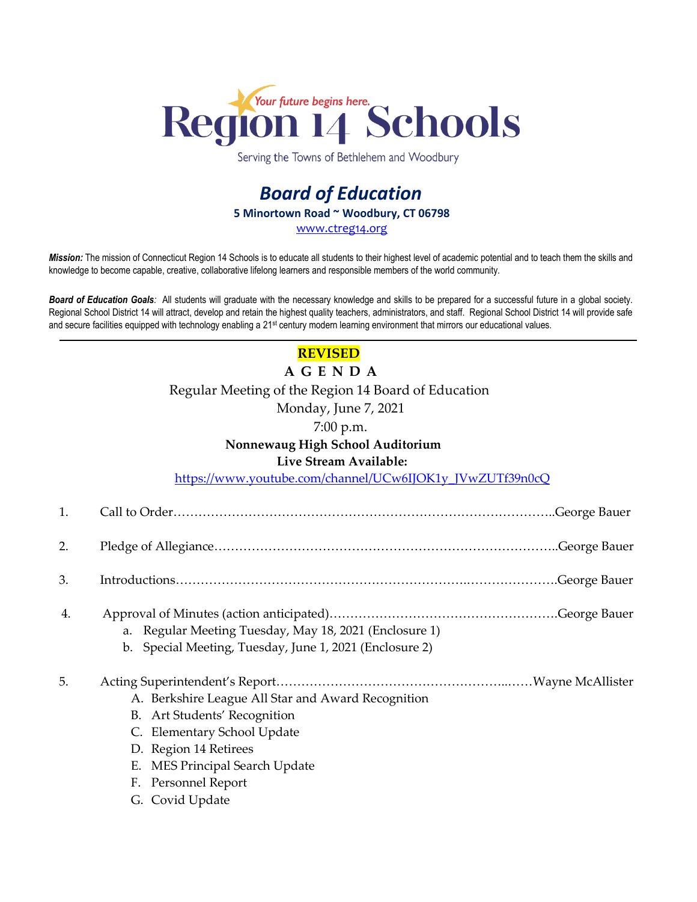Your future begins here.

# Region 14 Schools

Serving the Towns of Bethlehem and Woodbury

## *Board of Education*

**5 Minortown Road ~ Woodbury, CT 06798**

www.ctreg14.org

***Mission:*** The mission of Connecticut Region 14 Schools is to educate all students to their highest level of academic potential and to teach them the skills and knowledge to become capable, creative, collaborative lifelong learners and responsible members of the world community.

***Board of Education Goals:*** All students will graduate with the necessary knowledge and skills to be prepared for a successful future in a global society. Regional School District 14 will attract, develop and retain the highest quality teachers, administrators, and staff. Regional School District 14 will provide safe and secure facilities equipped with technology enabling a 21st century modern learning environment that mirrors our educational values.

---

**REVISED**

**A G E N D A**

Regular Meeting of the Region 14 Board of Education

Monday, June 7, 2021

7:00 p.m.

**Nonnewaug High School Auditorium**

**Live Stream Available:**

https://www.youtube.com/channel/UCw6IJOK1y_JVwZUTf39n0cQ

1. Call to Order……………………………………………………………………………..George Bauer

2. Pledge of Allegiance……………………………………………………………………..George Bauer

3. Introductions……………………………………………………………………………George Bauer

4. Approval of Minutes (action anticipated)………………………………………………George Bauer
   a. Regular Meeting Tuesday, May 18, 2021 (Enclosure 1)
   b. Special Meeting, Tuesday, June 1, 2021 (Enclosure 2)

5. Acting Superintendent's Report……………………………………………………Wayne McAllister
   A. Berkshire League All Star and Award Recognition
   B. Art Students' Recognition
   C. Elementary School Update
   D. Region 14 Retirees
   E. MES Principal Search Update
   F. Personnel Report
   G. Covid Update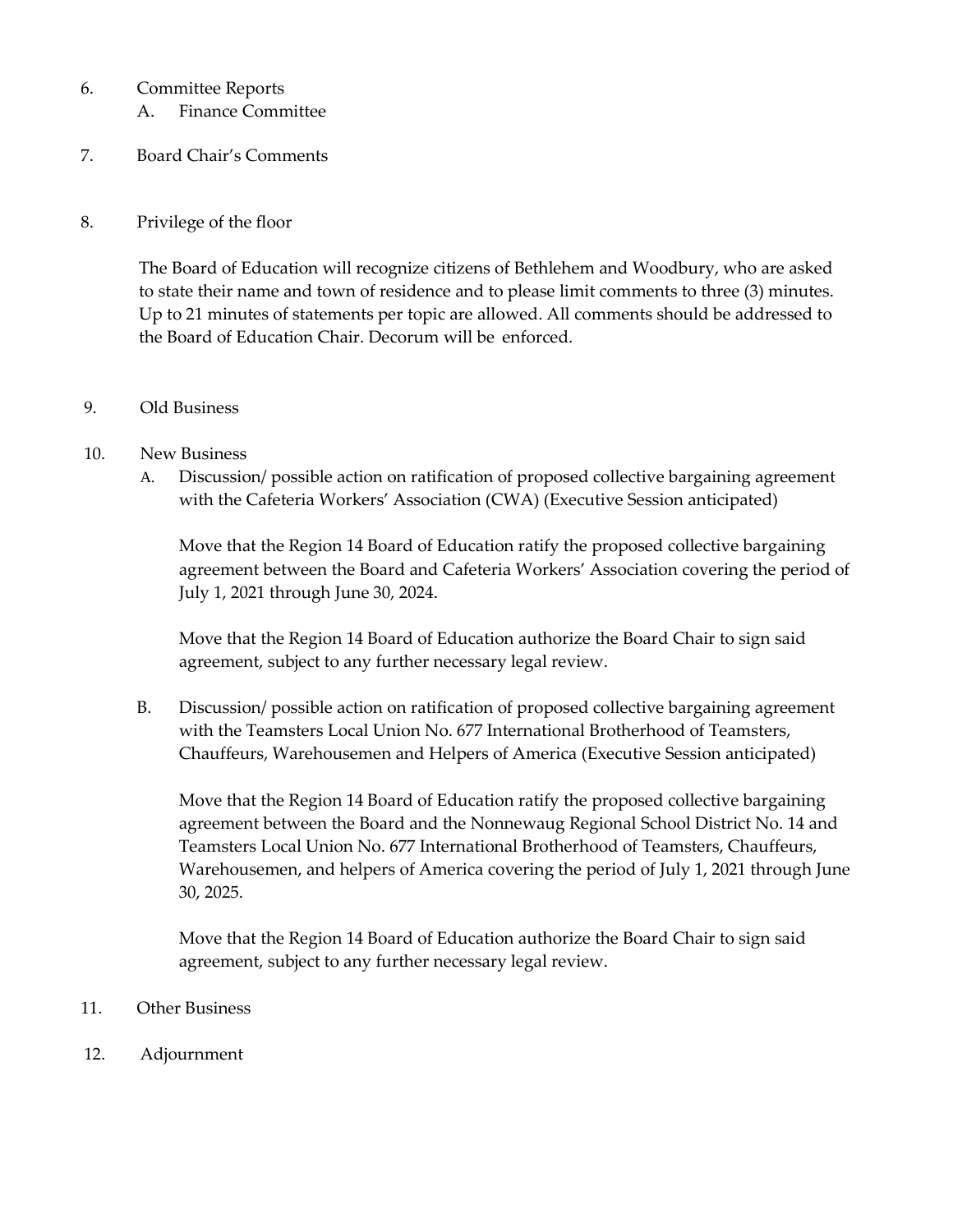6. Committee Reports
   A. Finance Committee

7. Board Chair's Comments

8. Privilege of the floor

   The Board of Education will recognize citizens of Bethlehem and Woodbury, who are asked to state their name and town of residence and to please limit comments to three (3) minutes. Up to 21 minutes of statements per topic are allowed. All comments should be addressed to the Board of Education Chair. Decorum will be enforced.

9. Old Business

10. New Business
    A. Discussion/ possible action on ratification of proposed collective bargaining agreement with the Cafeteria Workers' Association (CWA) (Executive Session anticipated)

       Move that the Region 14 Board of Education ratify the proposed collective bargaining agreement between the Board and Cafeteria Workers' Association covering the period of July 1, 2021 through June 30, 2024.

       Move that the Region 14 Board of Education authorize the Board Chair to sign said agreement, subject to any further necessary legal review.

    B. Discussion/ possible action on ratification of proposed collective bargaining agreement with the Teamsters Local Union No. 677 International Brotherhood of Teamsters, Chauffeurs, Warehousemen and Helpers of America (Executive Session anticipated)

       Move that the Region 14 Board of Education ratify the proposed collective bargaining agreement between the Board and the Nonnewaug Regional School District No. 14 and Teamsters Local Union No. 677 International Brotherhood of Teamsters, Chauffeurs, Warehousemen, and helpers of America covering the period of July 1, 2021 through June 30, 2025.

       Move that the Region 14 Board of Education authorize the Board Chair to sign said agreement, subject to any further necessary legal review.

11. Other Business

12. Adjournment